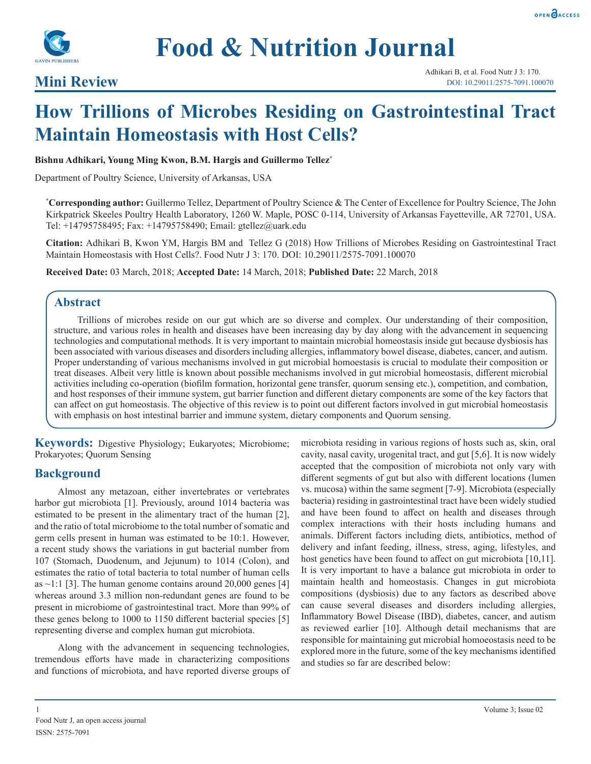# Food & Nutrition Journal

## Mini Review

Adhikari B, et al. Food Nutr J 3: 170.
DOI: 10.29011/2575-7091.100070

# How Trillions of Microbes Residing on Gastrointestinal Tract Maintain Homeostasis with Host Cells?

**Bishnu Adhikari, Young Ming Kwon, B.M. Hargis and Guillermo Tellez***

Department of Poultry Science, University of Arkansas, USA

***Corresponding author:** Guillermo Tellez, Department of Poultry Science & The Center of Excellence for Poultry Science, The John Kirkpatrick Skeeles Poultry Health Laboratory, 1260 W. Maple, POSC 0-114, University of Arkansas Fayetteville, AR 72701, USA. Tel: +14795758495; Fax: +14795758490; Email: gtellez@uark.edu

**Citation:** Adhikari B, Kwon YM, Hargis BM and Tellez G (2018) How Trillions of Microbes Residing on Gastrointestinal Tract Maintain Homeostasis with Host Cells?. Food Nutr J 3: 170. DOI: 10.29011/2575-7091.100070

**Received Date:** 03 March, 2018; **Accepted Date:** 14 March, 2018; **Published Date:** 22 March, 2018

## Abstract

Trillions of microbes reside on our gut which are so diverse and complex. Our understanding of their composition, structure, and various roles in health and diseases have been increasing day by day along with the advancement in sequencing technologies and computational methods. It is very important to maintain microbial homeostasis inside gut because dysbiosis has been associated with various diseases and disorders including allergies, inflammatory bowel disease, diabetes, cancer, and autism. Proper understanding of various mechanisms involved in gut microbial homeostasis is crucial to modulate their composition or treat diseases. Albeit very little is known about possible mechanisms involved in gut microbial homeostasis, different microbial activities including co-operation (biofilm formation, horizontal gene transfer, quorum sensing etc.), competition, and combation, and host responses of their immune system, gut barrier function and different dietary components are some of the key factors that can affect on gut homeostasis. The objective of this review is to point out different factors involved in gut microbial homeostasis with emphasis on host intestinal barrier and immune system, dietary components and Quorum sensing.

**Keywords:** Digestive Physiology; Eukaryotes; Microbiome; Prokaryotes; Quorum Sensing

## Background

Almost any metazoan, either invertebrates or vertebrates harbor gut microbiota [1]. Previously, around 1014 bacteria was estimated to be present in the alimentary tract of the human [2], and the ratio of total microbiome to the total number of somatic and germ cells present in human was estimated to be 10:1. However, a recent study shows the variations in gut bacterial number from 107 (Stomach, Duodenum, and Jejunum) to 1014 (Colon), and estimates the ratio of total bacteria to total number of human cells as ~1:1 [3]. The human genome contains around 20,000 genes [4] whereas around 3.3 million non-redundant genes are found to be present in microbiome of gastrointestinal tract. More than 99% of these genes belong to 1000 to 1150 different bacterial species [5] representing diverse and complex human gut microbiota.

Along with the advancement in sequencing technologies, tremendous efforts have made in characterizing compositions and functions of microbiota, and have reported diverse groups of microbiota residing in various regions of hosts such as, skin, oral cavity, nasal cavity, urogenital tract, and gut [5,6]. It is now widely accepted that the composition of microbiota not only vary with different segments of gut but also with different locations (lumen vs. mucosa) within the same segment [7-9]. Microbiota (especially bacteria) residing in gastrointestinal tract have been widely studied and have been found to affect on health and diseases through complex interactions with their hosts including humans and animals. Different factors including diets, antibiotics, method of delivery and infant feeding, illness, stress, aging, lifestyles, and host genetics have been found to affect on gut microbiota [10,11]. It is very important to have a balance gut microbiota in order to maintain health and homeostasis. Changes in gut microbiota compositions (dysbiosis) due to any factors as described above can cause several diseases and disorders including allergies, Inflammatory Bowel Disease (IBD), diabetes, cancer, and autism as reviewed earlier [10]. Although detail mechanisms that are responsible for maintaining gut microbial homoeostasis need to be explored more in the future, some of the key mechanisms identified and studies so far are described below: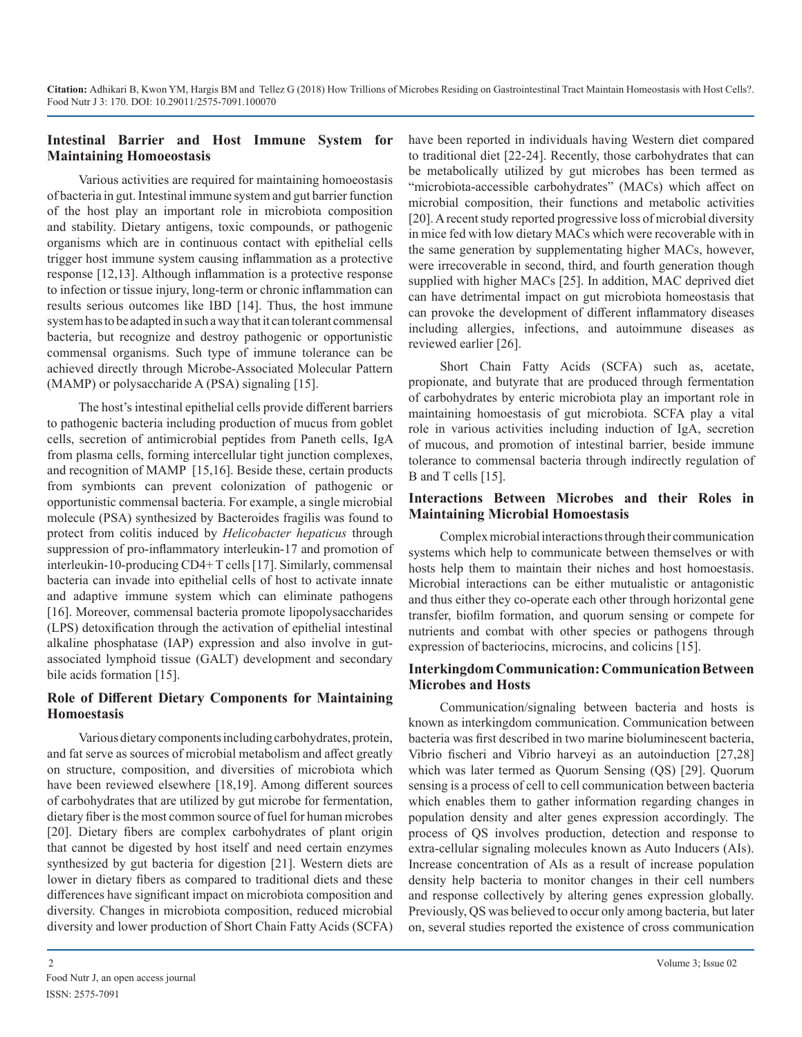## Intestinal Barrier and Host Immune System for Maintaining Homoeostasis

Various activities are required for maintaining homoeostasis of bacteria in gut. Intestinal immune system and gut barrier function of the host play an important role in microbiota composition and stability. Dietary antigens, toxic compounds, or pathogenic organisms which are in continuous contact with epithelial cells trigger host immune system causing inflammation as a protective response [12,13]. Although inflammation is a protective response to infection or tissue injury, long-term or chronic inflammation can results serious outcomes like IBD [14]. Thus, the host immune system has to be adapted in such a way that it can tolerant commensal bacteria, but recognize and destroy pathogenic or opportunistic commensal organisms. Such type of immune tolerance can be achieved directly through Microbe-Associated Molecular Pattern (MAMP) or polysaccharide A (PSA) signaling [15].

The host's intestinal epithelial cells provide different barriers to pathogenic bacteria including production of mucus from goblet cells, secretion of antimicrobial peptides from Paneth cells, IgA from plasma cells, forming intercellular tight junction complexes, and recognition of MAMP [15,16]. Beside these, certain products from symbionts can prevent colonization of pathogenic or opportunistic commensal bacteria. For example, a single microbial molecule (PSA) synthesized by Bacteroides fragilis was found to protect from colitis induced by *Helicobacter hepaticus* through suppression of pro-inflammatory interleukin-17 and promotion of interleukin-10-producing CD4+ T cells [17]. Similarly, commensal bacteria can invade into epithelial cells of host to activate innate and adaptive immune system which can eliminate pathogens [16]. Moreover, commensal bacteria promote lipopolysaccharides (LPS) detoxification through the activation of epithelial intestinal alkaline phosphatase (IAP) expression and also involve in gut-associated lymphoid tissue (GALT) development and secondary bile acids formation [15].

## Role of Different Dietary Components for Maintaining Homoestasis

Various dietary components including carbohydrates, protein, and fat serve as sources of microbial metabolism and affect greatly on structure, composition, and diversities of microbiota which have been reviewed elsewhere [18,19]. Among different sources of carbohydrates that are utilized by gut microbe for fermentation, dietary fiber is the most common source of fuel for human microbes [20]. Dietary fibers are complex carbohydrates of plant origin that cannot be digested by host itself and need certain enzymes synthesized by gut bacteria for digestion [21]. Western diets are lower in dietary fibers as compared to traditional diets and these differences have significant impact on microbiota composition and diversity. Changes in microbiota composition, reduced microbial diversity and lower production of Short Chain Fatty Acids (SCFA) have been reported in individuals having Western diet compared to traditional diet [22-24]. Recently, those carbohydrates that can be metabolically utilized by gut microbes has been termed as "microbiota-accessible carbohydrates" (MACs) which affect on microbial composition, their functions and metabolic activities [20]. A recent study reported progressive loss of microbial diversity in mice fed with low dietary MACs which were recoverable with in the same generation by supplementating higher MACs, however, were irrecoverable in second, third, and fourth generation though supplied with higher MACs [25]. In addition, MAC deprived diet can have detrimental impact on gut microbiota homeostasis that can provoke the development of different inflammatory diseases including allergies, infections, and autoimmune diseases as reviewed earlier [26].

Short Chain Fatty Acids (SCFA) such as, acetate, propionate, and butyrate that are produced through fermentation of carbohydrates by enteric microbiota play an important role in maintaining homoeostasis of gut microbiota. SCFA play a vital role in various activities including induction of IgA, secretion of mucous, and promotion of intestinal barrier, beside immune tolerance to commensal bacteria through indirectly regulation of B and T cells [15].

## Interactions Between Microbes and their Roles in Maintaining Microbial Homoestasis

Complex microbial interactions through their communication systems which help to communicate between themselves or with hosts help them to maintain their niches and host homoestasis. Microbial interactions can be either mutualistic or antagonistic and thus either they co-operate each other through horizontal gene transfer, biofilm formation, and quorum sensing or compete for nutrients and combat with other species or pathogens through expression of bacteriocins, microcins, and colicins [15].

## Interkingdom Communication: Communication Between Microbes and Hosts

Communication/signaling between bacteria and hosts is known as interkingdom communication. Communication between bacteria was first described in two marine bioluminescent bacteria, Vibrio fischeri and Vibrio harveyi as an autoinduction [27,28] which was later termed as Quorum Sensing (QS) [29]. Quorum sensing is a process of cell to cell communication between bacteria which enables them to gather information regarding changes in population density and alter genes expression accordingly. The process of QS involves production, detection and response to extra-cellular signaling molecules known as Auto Inducers (AIs). Increase concentration of AIs as a result of increase population density help bacteria to monitor changes in their cell numbers and response collectively by altering genes expression globally. Previously, QS was believed to occur only among bacteria, but later on, several studies reported the existence of cross communication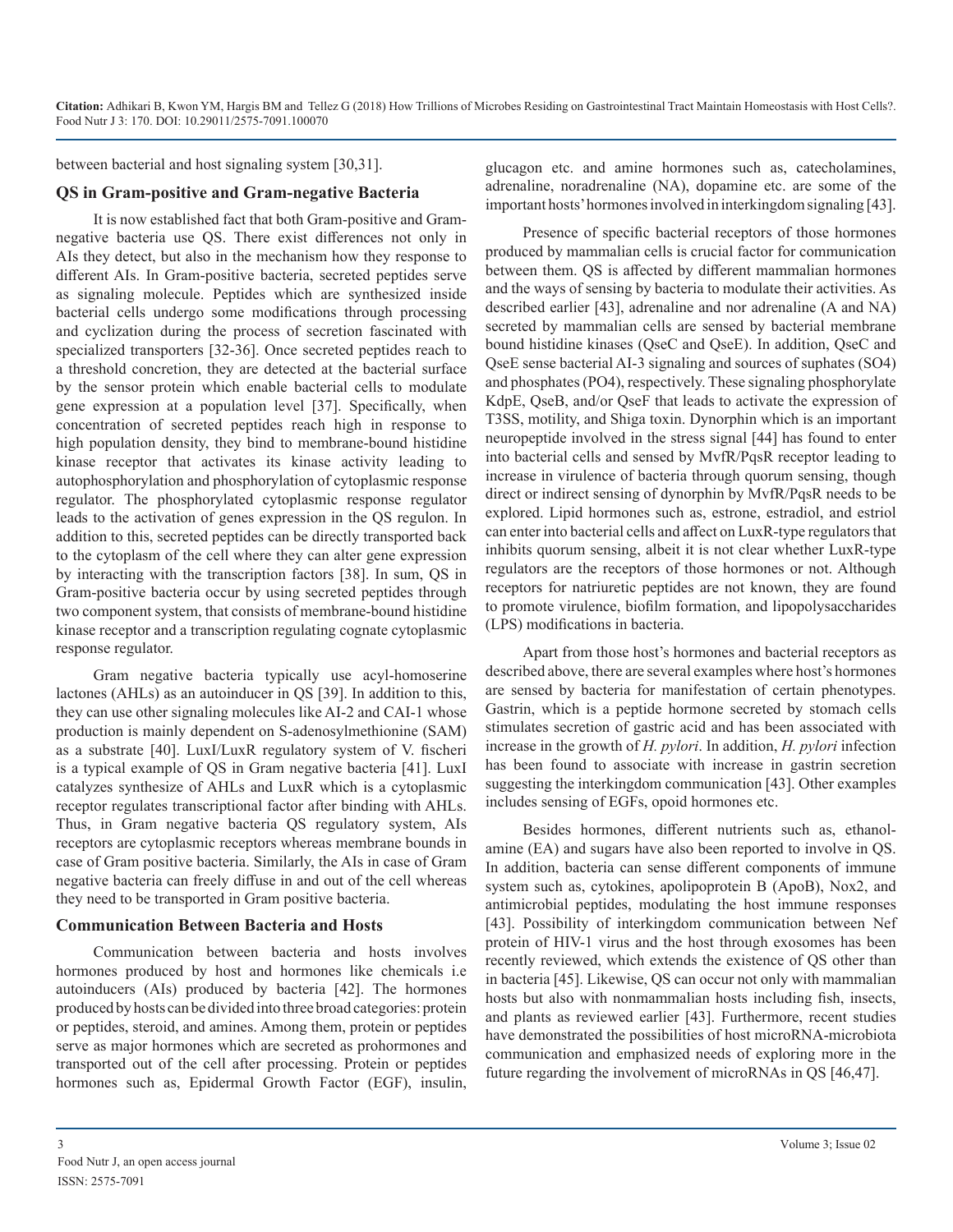between bacterial and host signaling system [30,31].

## QS in Gram-positive and Gram-negative Bacteria

It is now established fact that both Gram-positive and Gram-negative bacteria use QS. There exist differences not only in AIs they detect, but also in the mechanism how they response to different AIs. In Gram-positive bacteria, secreted peptides serve as signaling molecule. Peptides which are synthesized inside bacterial cells undergo some modifications through processing and cyclization during the process of secretion fascinated with specialized transporters [32-36]. Once secreted peptides reach to a threshold concretion, they are detected at the bacterial surface by the sensor protein which enable bacterial cells to modulate gene expression at a population level [37]. Specifically, when concentration of secreted peptides reach high in response to high population density, they bind to membrane-bound histidine kinase receptor that activates its kinase activity leading to autophosphorylation and phosphorylation of cytoplasmic response regulator. The phosphorylated cytoplasmic response regulator leads to the activation of genes expression in the QS regulon. In addition to this, secreted peptides can be directly transported back to the cytoplasm of the cell where they can alter gene expression by interacting with the transcription factors [38]. In sum, QS in Gram-positive bacteria occur by using secreted peptides through two component system, that consists of membrane-bound histidine kinase receptor and a transcription regulating cognate cytoplasmic response regulator.

Gram negative bacteria typically use acyl-homoserine lactones (AHLs) as an autoinducer in QS [39]. In addition to this, they can use other signaling molecules like AI-2 and CAI-1 whose production is mainly dependent on S-adenosylmethionine (SAM) as a substrate [40]. LuxI/LuxR regulatory system of V. fischeri is a typical example of QS in Gram negative bacteria [41]. LuxI catalyzes synthesize of AHLs and LuxR which is a cytoplasmic receptor regulates transcriptional factor after binding with AHLs. Thus, in Gram negative bacteria QS regulatory system, AIs receptors are cytoplasmic receptors whereas membrane bounds in case of Gram positive bacteria. Similarly, the AIs in case of Gram negative bacteria can freely diffuse in and out of the cell whereas they need to be transported in Gram positive bacteria.

## Communication Between Bacteria and Hosts

Communication between bacteria and hosts involves hormones produced by host and hormones like chemicals i.e autoinducers (AIs) produced by bacteria [42]. The hormones produced by hosts can be divided into three broad categories: protein or peptides, steroid, and amines. Among them, protein or peptides serve as major hormones which are secreted as prohormones and transported out of the cell after processing. Protein or peptides hormones such as, Epidermal Growth Factor (EGF), insulin, glucagon etc. and amine hormones such as, catecholamines, adrenaline, noradrenaline (NA), dopamine etc. are some of the important hosts' hormones involved in interkingdom signaling [43].

Presence of specific bacterial receptors of those hormones produced by mammalian cells is crucial factor for communication between them. QS is affected by different mammalian hormones and the ways of sensing by bacteria to modulate their activities. As described earlier [43], adrenaline and nor adrenaline (A and NA) secreted by mammalian cells are sensed by bacterial membrane bound histidine kinases (QseC and QseE). In addition, QseC and QseE sense bacterial AI-3 signaling and sources of suphates (SO4) and phosphates (PO4), respectively. These signaling phosphorylate KdpE, QseB, and/or QseF that leads to activate the expression of T3SS, motility, and Shiga toxin. Dynorphin which is an important neuropeptide involved in the stress signal [44] has found to enter into bacterial cells and sensed by MvfR/PqsR receptor leading to increase in virulence of bacteria through quorum sensing, though direct or indirect sensing of dynorphin by MvfR/PqsR needs to be explored. Lipid hormones such as, estrone, estradiol, and estriol can enter into bacterial cells and affect on LuxR-type regulators that inhibits quorum sensing, albeit it is not clear whether LuxR-type regulators are the receptors of those hormones or not. Although receptors for natriuretic peptides are not known, they are found to promote virulence, biofilm formation, and lipopolysaccharides (LPS) modifications in bacteria.

Apart from those host's hormones and bacterial receptors as described above, there are several examples where host's hormones are sensed by bacteria for manifestation of certain phenotypes. Gastrin, which is a peptide hormone secreted by stomach cells stimulates secretion of gastric acid and has been associated with increase in the growth of *H. pylori*. In addition, *H. pylori* infection has been found to associate with increase in gastrin secretion suggesting the interkingdom communication [43]. Other examples includes sensing of EGFs, opoid hormones etc.

Besides hormones, different nutrients such as, ethanolamine (EA) and sugars have also been reported to involve in QS. In addition, bacteria can sense different components of immune system such as, cytokines, apolipoprotein B (ApoB), Nox2, and antimicrobial peptides, modulating the host immune responses [43]. Possibility of interkingdom communication between Nef protein of HIV-1 virus and the host through exosomes has been recently reviewed, which extends the existence of QS other than in bacteria [45]. Likewise, QS can occur not only with mammalian hosts but also with nonmammalian hosts including fish, insects, and plants as reviewed earlier [43]. Furthermore, recent studies have demonstrated the possibilities of host microRNA-microbiota communication and emphasized needs of exploring more in the future regarding the involvement of microRNAs in QS [46,47].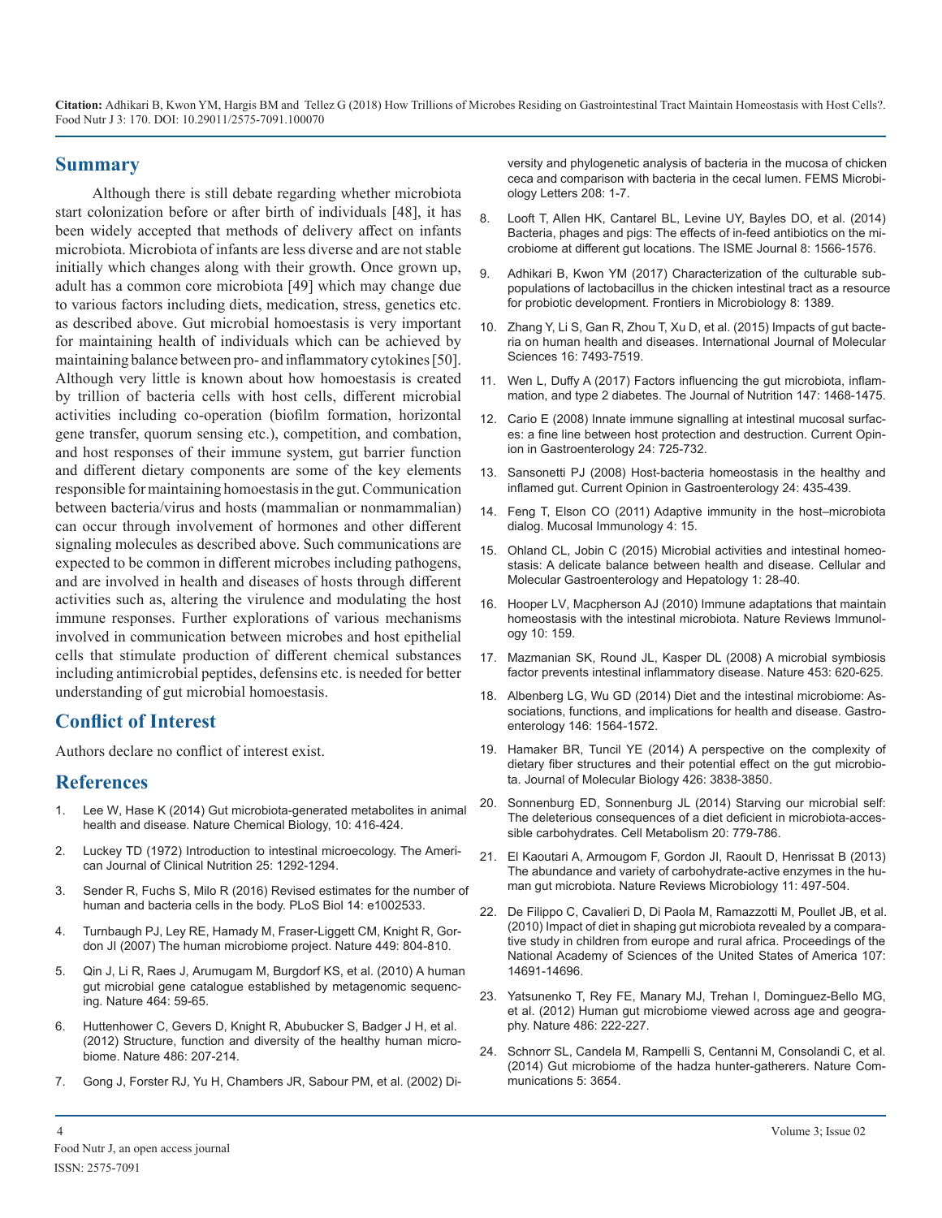## Summary

Although there is still debate regarding whether microbiota start colonization before or after birth of individuals [48], it has been widely accepted that methods of delivery affect on infants microbiota. Microbiota of infants are less diverse and are not stable initially which changes along with their growth. Once grown up, adult has a common core microbiota [49] which may change due to various factors including diets, medication, stress, genetics etc. as described above. Gut microbial homoestasis is very important for maintaining health of individuals which can be achieved by maintaining balance between pro- and inflammatory cytokines [50]. Although very little is known about how homoestasis is created by trillion of bacteria cells with host cells, different microbial activities including co-operation (biofilm formation, horizontal gene transfer, quorum sensing etc.), competition, and combation, and host responses of their immune system, gut barrier function and different dietary components are some of the key elements responsible for maintaining homoestasis in the gut. Communication between bacteria/virus and hosts (mammalian or nonmammalian) can occur through involvement of hormones and other different signaling molecules as described above. Such communications are expected to be common in different microbes including pathogens, and are involved in health and diseases of hosts through different activities such as, altering the virulence and modulating the host immune responses. Further explorations of various mechanisms involved in communication between microbes and host epithelial cells that stimulate production of different chemical substances including antimicrobial peptides, defensins etc. is needed for better understanding of gut microbial homoestasis.

## Conflict of Interest

Authors declare no conflict of interest exist.

## References

1. Lee W, Hase K (2014) Gut microbiota-generated metabolites in animal health and disease. Nature Chemical Biology, 10: 416-424.
2. Luckey TD (1972) Introduction to intestinal microecology. The American Journal of Clinical Nutrition 25: 1292-1294.
3. Sender R, Fuchs S, Milo R (2016) Revised estimates for the number of human and bacteria cells in the body. PLoS Biol 14: e1002533.
4. Turnbaugh PJ, Ley RE, Hamady M, Fraser-Liggett CM, Knight R, Gordon JI (2007) The human microbiome project. Nature 449: 804-810.
5. Qin J, Li R, Raes J, Arumugam M, Burgdorf KS, et al. (2010) A human gut microbial gene catalogue established by metagenomic sequencing. Nature 464: 59-65.
6. Huttenhower C, Gevers D, Knight R, Abubucker S, Badger J H, et al. (2012) Structure, function and diversity of the healthy human microbiome. Nature 486: 207-214.
7. Gong J, Forster RJ, Yu H, Chambers JR, Sabour PM, et al. (2002) Diversity and phylogenetic analysis of bacteria in the mucosa of chicken ceca and comparison with bacteria in the cecal lumen. FEMS Microbiology Letters 208: 1-7.
8. Looft T, Allen HK, Cantarel BL, Levine UY, Bayles DO, et al. (2014) Bacteria, phages and pigs: The effects of in-feed antibiotics on the microbiome at different gut locations. The ISME Journal 8: 1566-1576.
9. Adhikari B, Kwon YM (2017) Characterization of the culturable subpopulations of lactobacillus in the chicken intestinal tract as a resource for probiotic development. Frontiers in Microbiology 8: 1389.
10. Zhang Y, Li S, Gan R, Zhou T, Xu D, et al. (2015) Impacts of gut bacteria on human health and diseases. International Journal of Molecular Sciences 16: 7493-7519.
11. Wen L, Duffy A (2017) Factors influencing the gut microbiota, inflammation, and type 2 diabetes. The Journal of Nutrition 147: 1468-1475.
12. Cario E (2008) Innate immune signalling at intestinal mucosal surfaces: a fine line between host protection and destruction. Current Opinion in Gastroenterology 24: 725-732.
13. Sansonetti PJ (2008) Host-bacteria homeostasis in the healthy and inflamed gut. Current Opinion in Gastroenterology 24: 435-439.
14. Feng T, Elson CO (2011) Adaptive immunity in the host–microbiota dialog. Mucosal Immunology 4: 15.
15. Ohland CL, Jobin C (2015) Microbial activities and intestinal homeostasis: A delicate balance between health and disease. Cellular and Molecular Gastroenterology and Hepatology 1: 28-40.
16. Hooper LV, Macpherson AJ (2010) Immune adaptations that maintain homeostasis with the intestinal microbiota. Nature Reviews Immunology 10: 159.
17. Mazmanian SK, Round JL, Kasper DL (2008) A microbial symbiosis factor prevents intestinal inflammatory disease. Nature 453: 620-625.
18. Albenberg LG, Wu GD (2014) Diet and the intestinal microbiome: Associations, functions, and implications for health and disease. Gastroenterology 146: 1564-1572.
19. Hamaker BR, Tuncil YE (2014) A perspective on the complexity of dietary fiber structures and their potential effect on the gut microbiota. Journal of Molecular Biology 426: 3838-3850.
20. Sonnenburg ED, Sonnenburg JL (2014) Starving our microbial self: The deleterious consequences of a diet deficient in microbiota-accessible carbohydrates. Cell Metabolism 20: 779-786.
21. El Kaoutari A, Armougom F, Gordon JI, Raoult D, Henrissat B (2013) The abundance and variety of carbohydrate-active enzymes in the human gut microbiota. Nature Reviews Microbiology 11: 497-504.
22. De Filippo C, Cavalieri D, Di Paola M, Ramazzotti M, Poullet JB, et al. (2010) Impact of diet in shaping gut microbiota revealed by a comparative study in children from europe and rural africa. Proceedings of the National Academy of Sciences of the United States of America 107: 14691-14696.
23. Yatsunenko T, Rey FE, Manary MJ, Trehan I, Dominguez-Bello MG, et al. (2012) Human gut microbiome viewed across age and geography. Nature 486: 222-227.
24. Schnorr SL, Candela M, Rampelli S, Centanni M, Consolandi C, et al. (2014) Gut microbiome of the hadza hunter-gatherers. Nature Communications 5: 3654.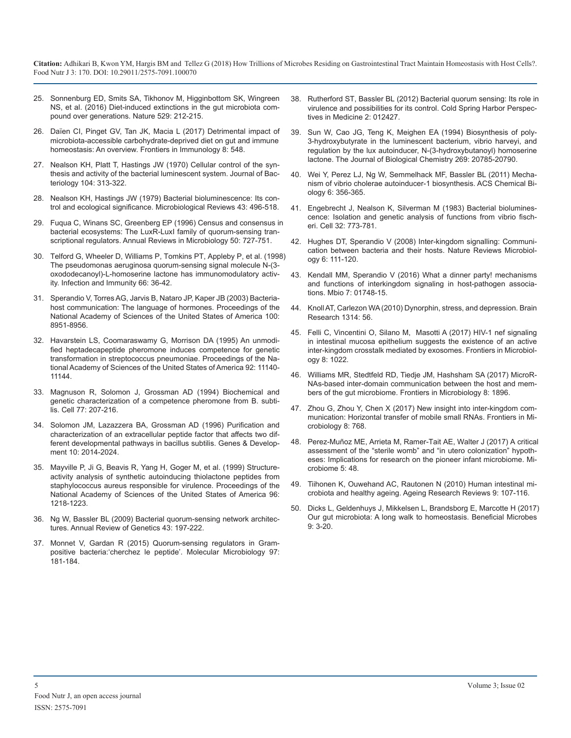25. Sonnenburg ED, Smits SA, Tikhonov M, Higginbottom SK, Wingreen NS, et al. (2016) Diet-induced extinctions in the gut microbiota compound over generations. Nature 529: 212-215.

26. Daïen CI, Pinget GV, Tan JK, Macia L (2017) Detrimental impact of microbiota-accessible carbohydrate-deprived diet on gut and immune homeostasis: An overview. Frontiers in Immunology 8: 548.

27. Nealson KH, Platt T, Hastings JW (1970) Cellular control of the synthesis and activity of the bacterial luminescent system. Journal of Bacteriology 104: 313-322.

28. Nealson KH, Hastings JW (1979) Bacterial bioluminescence: Its control and ecological significance. Microbiological Reviews 43: 496-518.

29. Fuqua C, Winans SC, Greenberg EP (1996) Census and consensus in bacterial ecosystems: The LuxR-LuxI family of quorum-sensing transcriptional regulators. Annual Reviews in Microbiology 50: 727-751.

30. Telford G, Wheeler D, Williams P, Tomkins PT, Appleby P, et al. (1998) The pseudomonas aeruginosa quorum-sensing signal molecule N-(3-oxododecanoyl)-L-homoserine lactone has immunomodulatory activity. Infection and Immunity 66: 36-42.

31. Sperandio V, Torres AG, Jarvis B, Nataro JP, Kaper JB (2003) Bacteria-host communication: The language of hormones. Proceedings of the National Academy of Sciences of the United States of America 100: 8951-8956.

32. Havarstein LS, Coomaraswamy G, Morrison DA (1995) An unmodified heptadecapeptide pheromone induces competence for genetic transformation in streptococcus pneumoniae. Proceedings of the National Academy of Sciences of the United States of America 92: 11140-11144.

33. Magnuson R, Solomon J, Grossman AD (1994) Biochemical and genetic characterization of a competence pheromone from B. subtilis. Cell 77: 207-216.

34. Solomon JM, Lazazzera BA, Grossman AD (1996) Purification and characterization of an extracellular peptide factor that affects two different developmental pathways in bacillus subtilis. Genes & Development 10: 2014-2024.

35. Mayville P, Ji G, Beavis R, Yang H, Goger M, et al. (1999) Structure-activity analysis of synthetic autoinducing thiolactone peptides from staphylococcus aureus responsible for virulence. Proceedings of the National Academy of Sciences of the United States of America 96: 1218-1223.

36. Ng W, Bassler BL (2009) Bacterial quorum-sensing network architectures. Annual Review of Genetics 43: 197-222.

37. Monnet V, Gardan R (2015) Quorum-sensing regulators in Gram-positive bacteria:'cherchez le peptide'. Molecular Microbiology 97: 181-184.

38. Rutherford ST, Bassler BL (2012) Bacterial quorum sensing: Its role in virulence and possibilities for its control. Cold Spring Harbor Perspectives in Medicine 2: 012427.

39. Sun W, Cao JG, Teng K, Meighen EA (1994) Biosynthesis of poly-3-hydroxybutyrate in the luminescent bacterium, vibrio harveyi, and regulation by the lux autoinducer, N-(3-hydroxybutanoyl) homoserine lactone. The Journal of Biological Chemistry 269: 20785-20790.

40. Wei Y, Perez LJ, Ng W, Semmelhack MF, Bassler BL (2011) Mechanism of vibrio cholerae autoinducer-1 biosynthesis. ACS Chemical Biology 6: 356-365.

41. Engebrecht J, Nealson K, Silverman M (1983) Bacterial bioluminescence: Isolation and genetic analysis of functions from vibrio fischeri. Cell 32: 773-781.

42. Hughes DT, Sperandio V (2008) Inter-kingdom signalling: Communication between bacteria and their hosts. Nature Reviews Microbiology 6: 111-120.

43. Kendall MM, Sperandio V (2016) What a dinner party! mechanisms and functions of interkingdom signaling in host-pathogen associations. Mbio 7: 01748-15.

44. Knoll AT, Carlezon WA (2010) Dynorphin, stress, and depression. Brain Research 1314: 56.

45. Felli C, Vincentini O, Silano M, Masotti A (2017) HIV-1 nef signaling in intestinal mucosa epithelium suggests the existence of an active inter-kingdom crosstalk mediated by exosomes. Frontiers in Microbiology 8: 1022.

46. Williams MR, Stedtfeld RD, Tiedje JM, Hashsham SA (2017) MicroRNAs-based inter-domain communication between the host and members of the gut microbiome. Frontiers in Microbiology 8: 1896.

47. Zhou G, Zhou Y, Chen X (2017) New insight into inter-kingdom communication: Horizontal transfer of mobile small RNAs. Frontiers in Microbiology 8: 768.

48. Perez-Muñoz ME, Arrieta M, Ramer-Tait AE, Walter J (2017) A critical assessment of the "sterile womb" and "in utero colonization" hypotheses: Implications for research on the pioneer infant microbiome. Microbiome 5: 48.

49. Tiihonen K, Ouwehand AC, Rautonen N (2010) Human intestinal microbiota and healthy ageing. Ageing Research Reviews 9: 107-116.

50. Dicks L, Geldenhuys J, Mikkelsen L, Brandsborg E, Marcotte H (2017) Our gut microbiota: A long walk to homeostasis. Beneficial Microbes 9: 3-20.